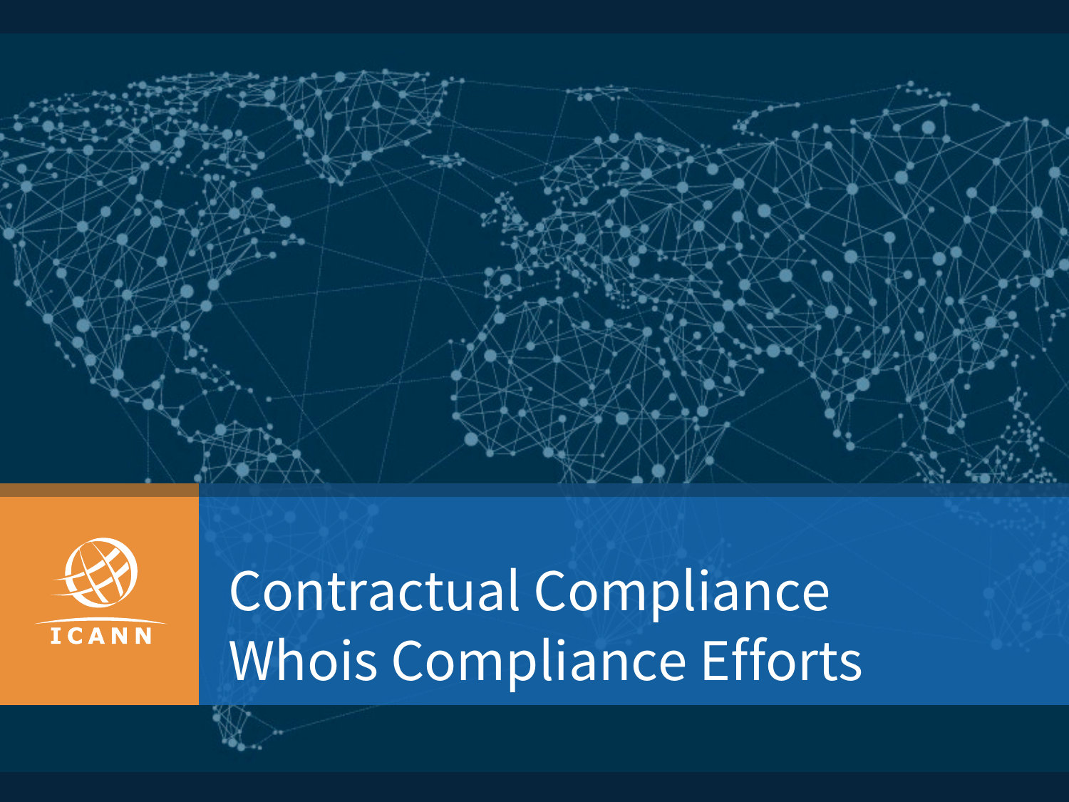# Contractual Compliance Whois Compliance Efforts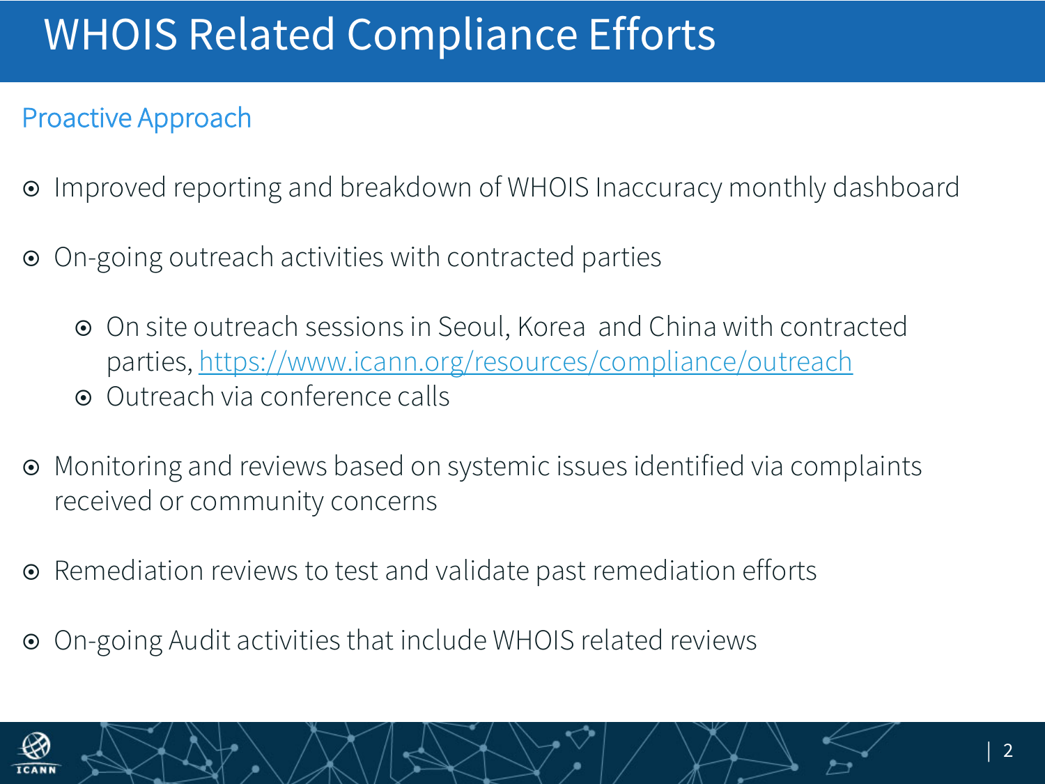# WHOIS Related Compliance Efforts

## Proactive Approach

- Improved reporting and breakdown of WHOIS Inaccuracy monthly dashboard
- On-going outreach activities with contracted parties
  - On site outreach sessions in Seoul, Korea and China with contracted parties, https://www.icann.org/resources/compliance/outreach
  - Outreach via conference calls
- Monitoring and reviews based on systemic issues identified via complaints received or community concerns
- Remediation reviews to test and validate past remediation efforts
- On-going Audit activities that include WHOIS related reviews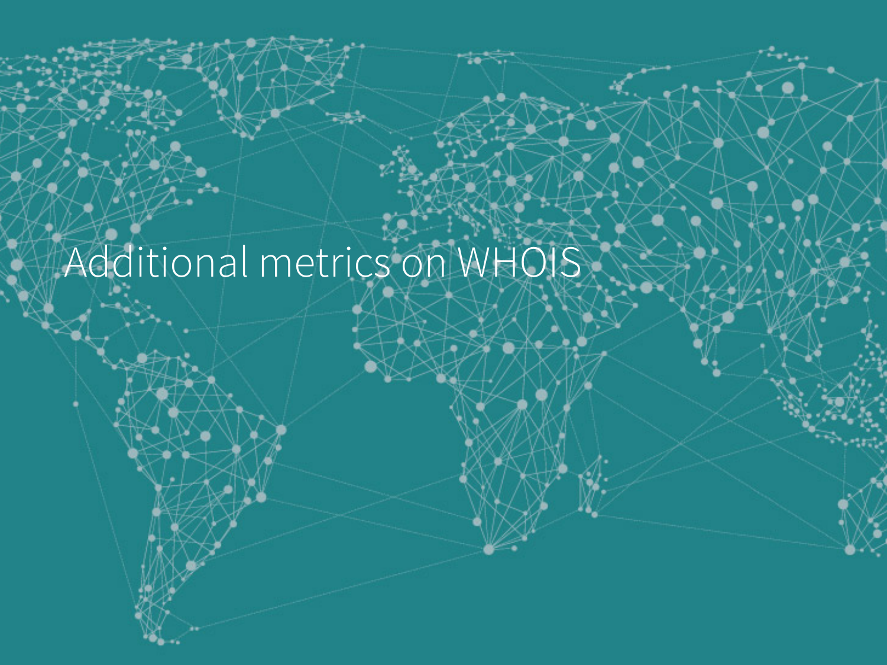# Additional metrics on WHOIS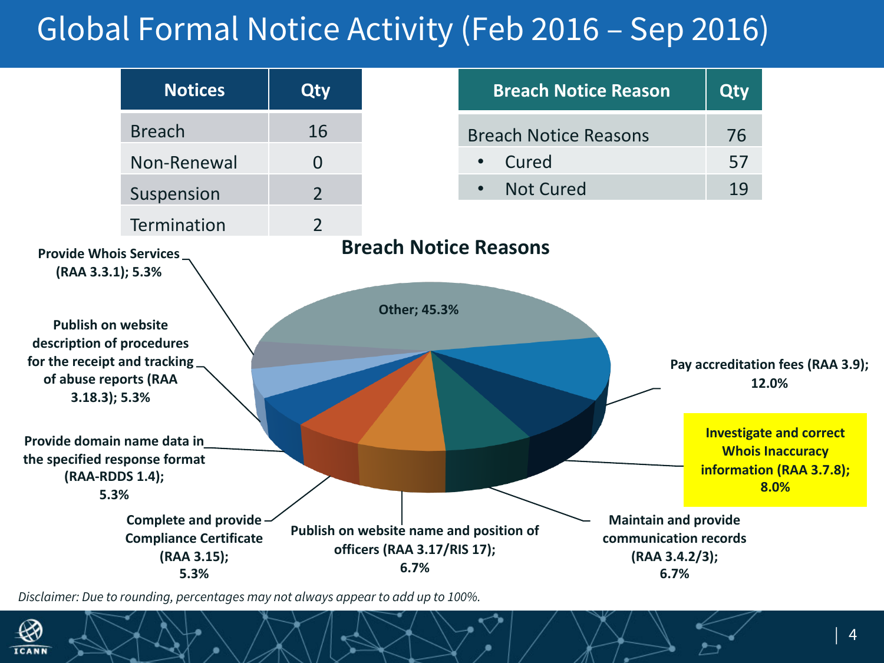# Global Formal Notice Activity (Feb 2016 – Sep 2016)

| Notices | Qty |
|---|---|
| Breach | 16 |
| Non-Renewal | 0 |
| Suspension | 2 |
| Termination | 2 |

| Breach Notice Reason | Qty |
|---|---|
| Breach Notice Reasons | 76 |
| • Cured | 57 |
| • Not Cured | 19 |

## Breach Notice Reasons

- Other; 45.3%
- Pay accreditation fees (RAA 3.9); 12.0%
- Investigate and correct Whois Inaccuracy information (RAA 3.7.8); 8.0%
- Maintain and provide communication records (RAA 3.4.2/3); 6.7%
- Publish on website name and position of officers (RAA 3.17/RIS 17); 6.7%
- Complete and provide Compliance Certificate (RAA 3.15); 5.3%
- Provide domain name data in the specified response format (RAA-RDDS 1.4); 5.3%
- Publish on website description of procedures for the receipt and tracking of abuse reports (RAA 3.18.3); 5.3%
- Provide Whois Services (RAA 3.3.1); 5.3%

*Disclaimer: Due to rounding, percentages may not always appear to add up to 100%.*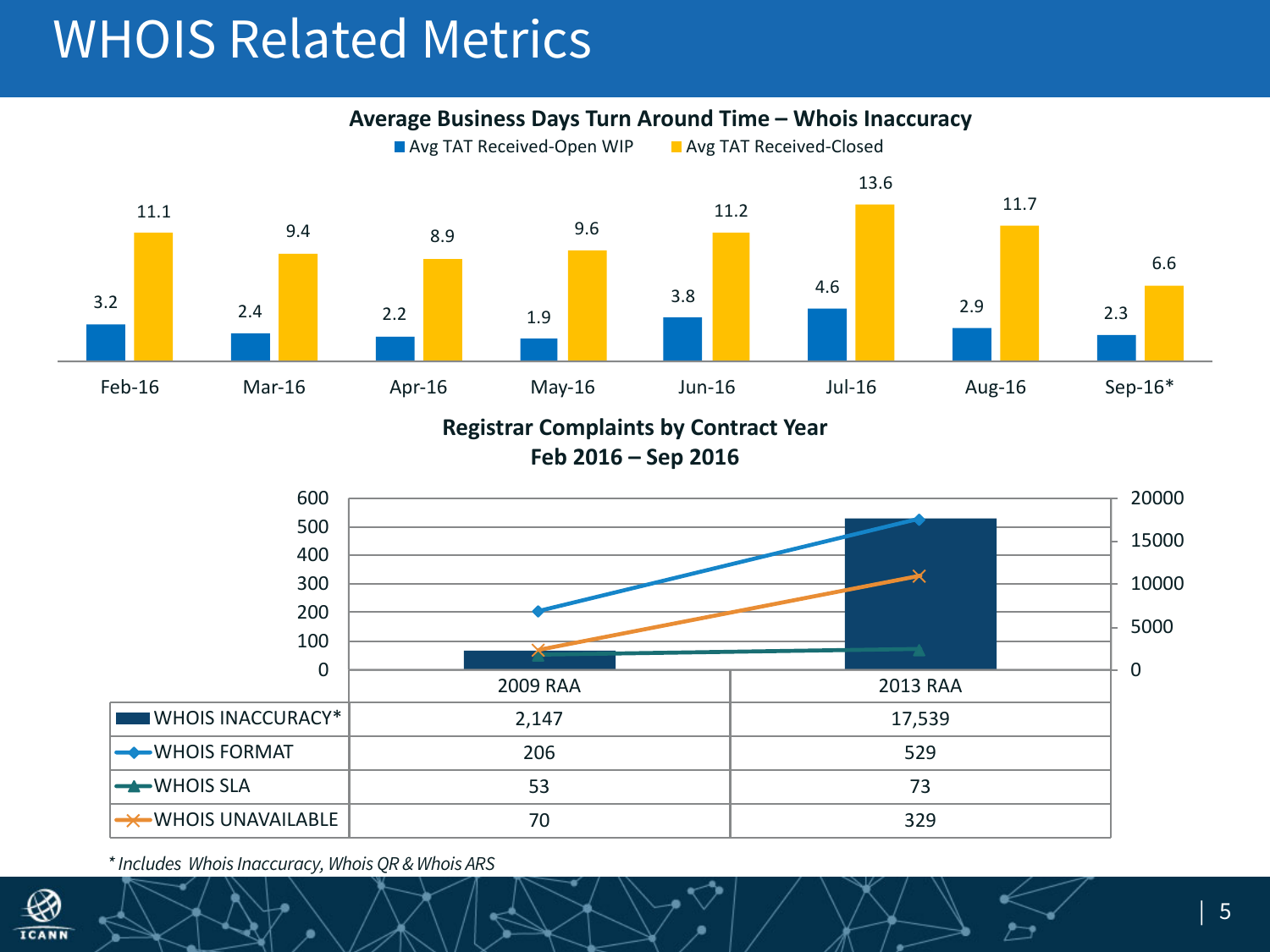# WHOIS Related Metrics

**Average Business Days Turn Around Time – Whois Inaccuracy**

| | Avg TAT Received-Open WIP | Avg TAT Received-Closed |
|---|---|---|
| Feb-16 | 3.2 | 11.1 |
| Mar-16 | 2.4 | 9.4 |
| Apr-16 | 2.2 | 8.9 |
| May-16 | 1.9 | 9.6 |
| Jun-16 | 3.8 | 11.2 |
| Jul-16 | 4.6 | 13.6 |
| Aug-16 | 2.9 | 11.7 |
| Sep-16* | 2.3 | 6.6 |

**Registrar Complaints by Contract Year**
**Feb 2016 – Sep 2016**

| | 2009 RAA | 2013 RAA |
|---|---|---|
| WHOIS INACCURACY* | 2,147 | 17,539 |
| WHOIS FORMAT | 206 | 529 |
| WHOIS SLA | 53 | 73 |
| WHOIS UNAVAILABLE | 70 | 329 |

*\* Includes Whois Inaccuracy, Whois QR & Whois ARS*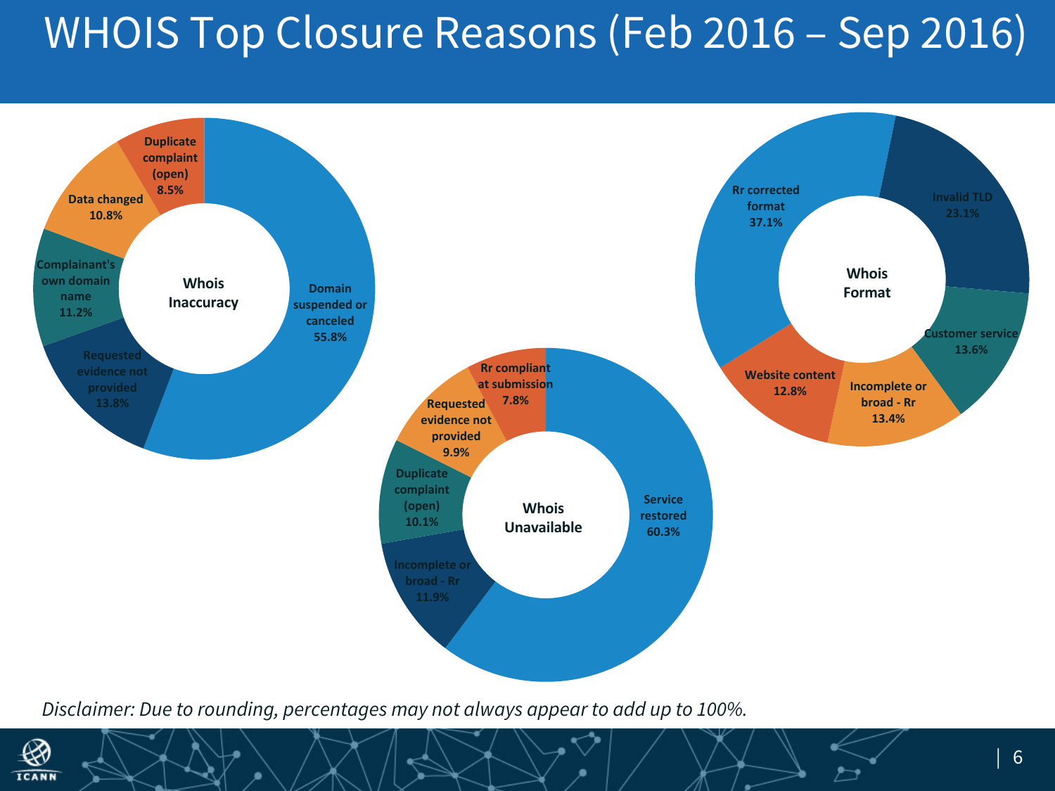# WHOIS Top Closure Reasons (Feb 2016 – Sep 2016)

Whois Inaccuracy

Domain suspended or canceled 55.8%

Requested evidence not provided 13.8%

Complainant's own domain name 11.2%

Data changed 10.8%

Duplicate complaint (open) 8.5%

Whois Unavailable

Service restored 60.3%

Incomplete or broad - Rr 11.9%

Duplicate complaint (open) 10.1%

Requested evidence not provided 9.9%

Rr compliant at submission 7.8%

Whois Format

Rr corrected format 37.1%

Invalid TLD 23.1%

Customer service 13.6%

Incomplete or broad - Rr 13.4%

Website content 12.8%

*Disclaimer: Due to rounding, percentages may not always appear to add up to 100%.*